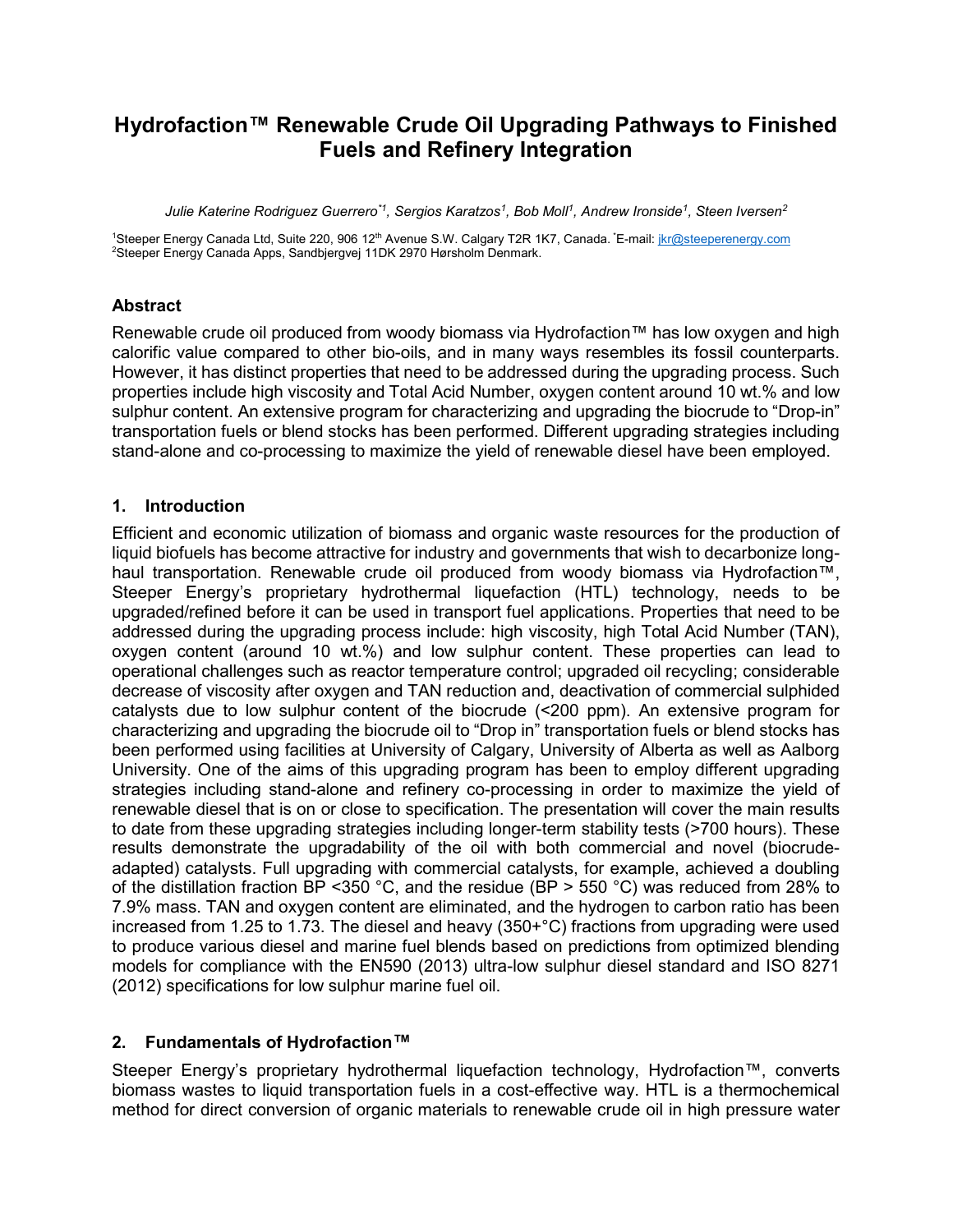# Hydrofaction™ Renewable Crude Oil Upgrading Pathways to Finished Fuels and Refinery Integration

*Julie Katerine Rodriguez Guerrero*[*1], *Sergios Karatzos*[1], *Bob Moll*[1], *Andrew Ironside*[1], *Steen Iversen*[2]

[1]Steeper Energy Canada Ltd, Suite 220, 906 12th Avenue S.W. Calgary T2R 1K7, Canada. [*]E-mail: jkr@steeperenergy.com
[2]Steeper Energy Canada Apps, Sandbjergvej 11DK 2970 Hørsholm Denmark.

## Abstract

Renewable crude oil produced from woody biomass via Hydrofaction™ has low oxygen and high calorific value compared to other bio-oils, and in many ways resembles its fossil counterparts. However, it has distinct properties that need to be addressed during the upgrading process. Such properties include high viscosity and Total Acid Number, oxygen content around 10 wt.% and low sulphur content. An extensive program for characterizing and upgrading the biocrude to "Drop-in" transportation fuels or blend stocks has been performed. Different upgrading strategies including stand-alone and co-processing to maximize the yield of renewable diesel have been employed.

## 1. Introduction

Efficient and economic utilization of biomass and organic waste resources for the production of liquid biofuels has become attractive for industry and governments that wish to decarbonize long-haul transportation. Renewable crude oil produced from woody biomass via Hydrofaction™, Steeper Energy's proprietary hydrothermal liquefaction (HTL) technology, needs to be upgraded/refined before it can be used in transport fuel applications. Properties that need to be addressed during the upgrading process include: high viscosity, high Total Acid Number (TAN), oxygen content (around 10 wt.%) and low sulphur content. These properties can lead to operational challenges such as reactor temperature control; upgraded oil recycling; considerable decrease of viscosity after oxygen and TAN reduction and, deactivation of commercial sulphided catalysts due to low sulphur content of the biocrude (<200 ppm). An extensive program for characterizing and upgrading the biocrude oil to "Drop in" transportation fuels or blend stocks has been performed using facilities at University of Calgary, University of Alberta as well as Aalborg University. One of the aims of this upgrading program has been to employ different upgrading strategies including stand-alone and refinery co-processing in order to maximize the yield of renewable diesel that is on or close to specification. The presentation will cover the main results to date from these upgrading strategies including longer-term stability tests (>700 hours). These results demonstrate the upgradability of the oil with both commercial and novel (biocrude-adapted) catalysts. Full upgrading with commercial catalysts, for example, achieved a doubling of the distillation fraction BP <350 °C, and the residue (BP > 550 °C) was reduced from 28% to 7.9% mass. TAN and oxygen content are eliminated, and the hydrogen to carbon ratio has been increased from 1.25 to 1.73. The diesel and heavy (350+°C) fractions from upgrading were used to produce various diesel and marine fuel blends based on predictions from optimized blending models for compliance with the EN590 (2013) ultra-low sulphur diesel standard and ISO 8271 (2012) specifications for low sulphur marine fuel oil.

## 2. Fundamentals of Hydrofaction™

Steeper Energy's proprietary hydrothermal liquefaction technology, Hydrofaction™, converts biomass wastes to liquid transportation fuels in a cost-effective way. HTL is a thermochemical method for direct conversion of organic materials to renewable crude oil in high pressure water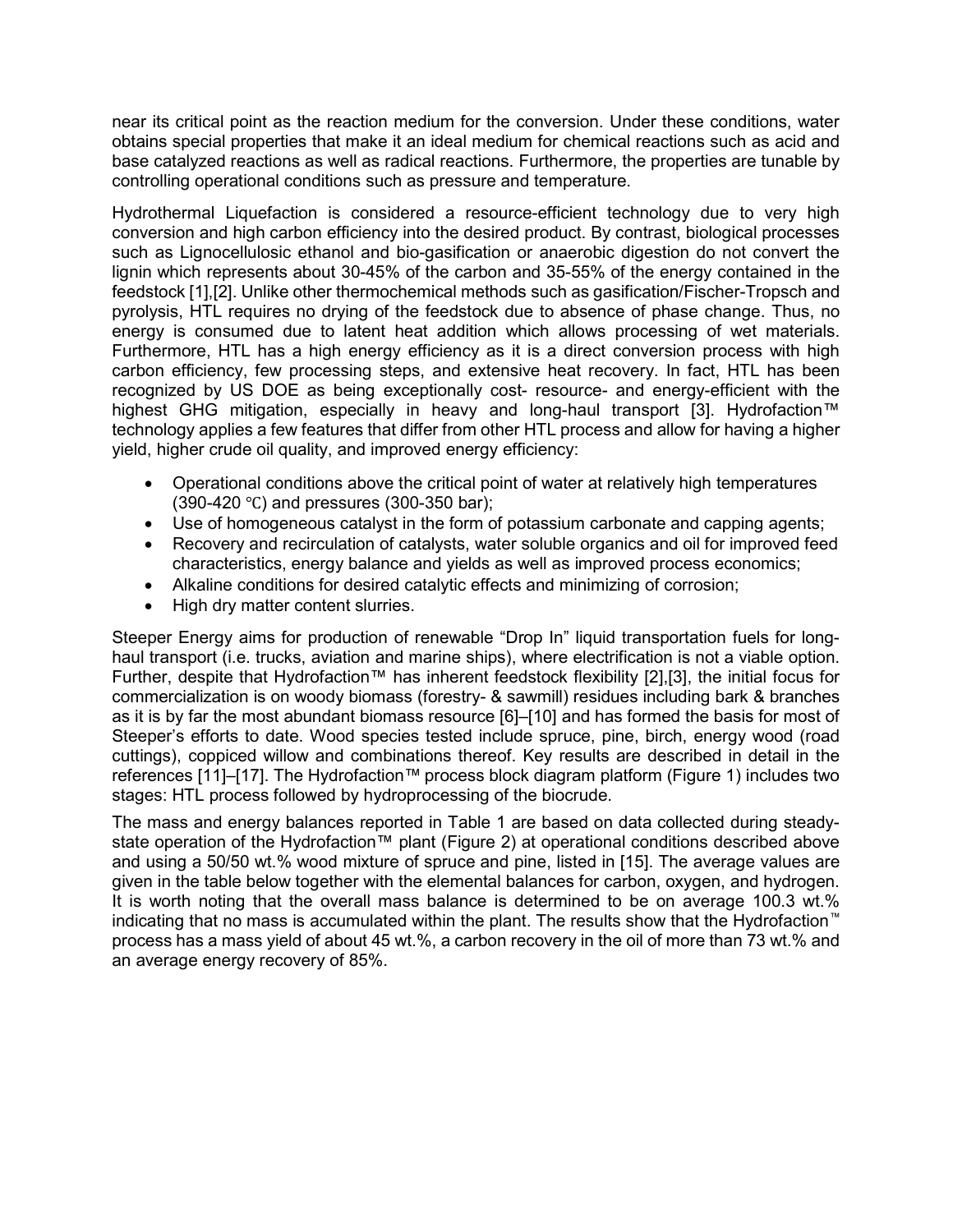near its critical point as the reaction medium for the conversion. Under these conditions, water obtains special properties that make it an ideal medium for chemical reactions such as acid and base catalyzed reactions as well as radical reactions. Furthermore, the properties are tunable by controlling operational conditions such as pressure and temperature.

Hydrothermal Liquefaction is considered a resource-efficient technology due to very high conversion and high carbon efficiency into the desired product. By contrast, biological processes such as Lignocellulosic ethanol and bio-gasification or anaerobic digestion do not convert the lignin which represents about 30-45% of the carbon and 35-55% of the energy contained in the feedstock [1],[2]. Unlike other thermochemical methods such as gasification/Fischer-Tropsch and pyrolysis, HTL requires no drying of the feedstock due to absence of phase change. Thus, no energy is consumed due to latent heat addition which allows processing of wet materials. Furthermore, HTL has a high energy efficiency as it is a direct conversion process with high carbon efficiency, few processing steps, and extensive heat recovery. In fact, HTL has been recognized by US DOE as being exceptionally cost- resource- and energy-efficient with the highest GHG mitigation, especially in heavy and long-haul transport [3]. Hydrofaction™ technology applies a few features that differ from other HTL process and allow for having a higher yield, higher crude oil quality, and improved energy efficiency:

- Operational conditions above the critical point of water at relatively high temperatures (390-420 ℃) and pressures (300-350 bar);
- Use of homogeneous catalyst in the form of potassium carbonate and capping agents;
- Recovery and recirculation of catalysts, water soluble organics and oil for improved feed characteristics, energy balance and yields as well as improved process economics;
- Alkaline conditions for desired catalytic effects and minimizing of corrosion;
- High dry matter content slurries.

Steeper Energy aims for production of renewable "Drop In" liquid transportation fuels for long-haul transport (i.e. trucks, aviation and marine ships), where electrification is not a viable option. Further, despite that Hydrofaction™ has inherent feedstock flexibility [2],[3], the initial focus for commercialization is on woody biomass (forestry- & sawmill) residues including bark & branches as it is by far the most abundant biomass resource [6]–[10] and has formed the basis for most of Steeper's efforts to date. Wood species tested include spruce, pine, birch, energy wood (road cuttings), coppiced willow and combinations thereof. Key results are described in detail in the references [11]–[17]. The Hydrofaction™ process block diagram platform (Figure 1) includes two stages: HTL process followed by hydroprocessing of the biocrude.

The mass and energy balances reported in Table 1 are based on data collected during steady-state operation of the Hydrofaction™ plant (Figure 2) at operational conditions described above and using a 50/50 wt.% wood mixture of spruce and pine, listed in [15]. The average values are given in the table below together with the elemental balances for carbon, oxygen, and hydrogen. It is worth noting that the overall mass balance is determined to be on average 100.3 wt.% indicating that no mass is accumulated within the plant. The results show that the Hydrofaction™ process has a mass yield of about 45 wt.%, a carbon recovery in the oil of more than 73 wt.% and an average energy recovery of 85%.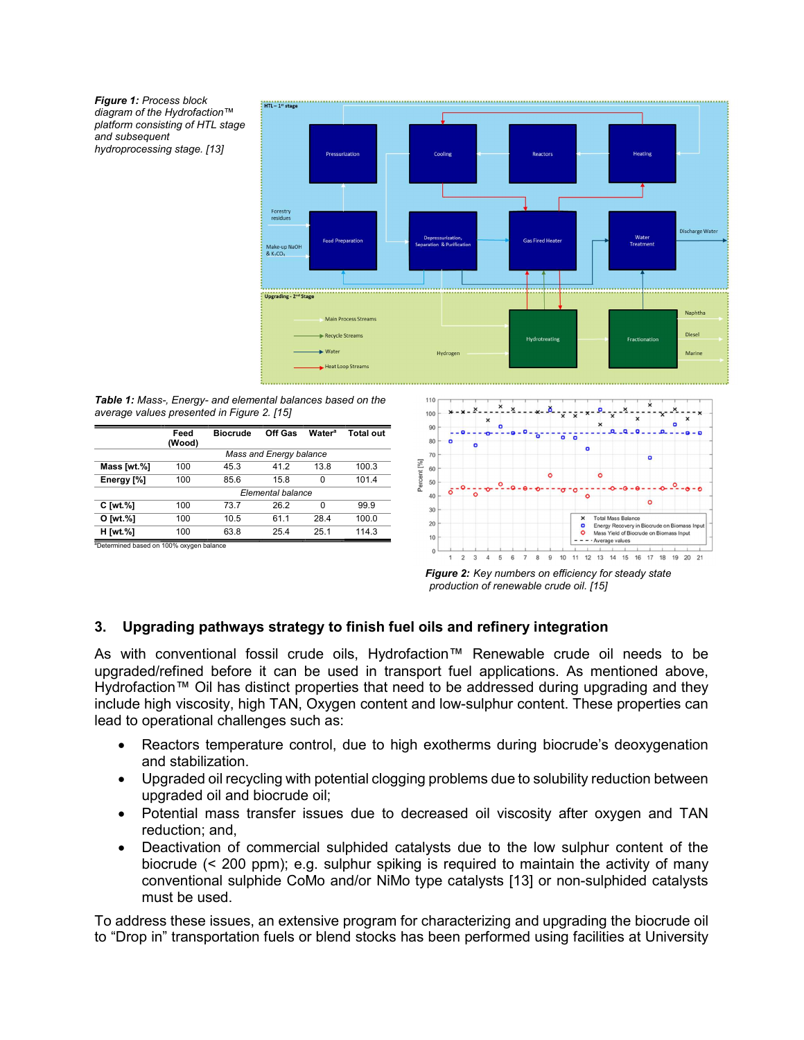***Figure 1:** Process block diagram of the Hydrofaction™ platform consisting of HTL stage and subsequent hydroprocessing stage. [13]*

***Table 1:** Mass-, Energy- and elemental balances based on the average values presented in Figure 2. [15]*

| | Feed (Wood) | Biocrude | Off Gas | Water[a] | Total out |
|---|---|---|---|---|---|
| | | Mass and Energy balance | | | |
| **Mass [wt.%]** | 100 | 45.3 | 41.2 | 13.8 | 100.3 |
| **Energy [%]** | 100 | 85.6 | 15.8 | 0 | 101.4 |
| | | Elemental balance | | | |
| **C [wt.%]** | 100 | 73.7 | 26.2 | 0 | 99.9 |
| **O [wt.%]** | 100 | 10.5 | 61.1 | 28.4 | 100.0 |
| **H [wt.%]** | 100 | 63.8 | 25.4 | 25.1 | 114.3 |

[a]Determined based on 100% oxygen balance

***Figure 2:** Key numbers on efficiency for steady state production of renewable crude oil. [15]*

## 3. Upgrading pathways strategy to finish fuel oils and refinery integration

As with conventional fossil crude oils, Hydrofaction™ Renewable crude oil needs to be upgraded/refined before it can be used in transport fuel applications. As mentioned above, Hydrofaction™ Oil has distinct properties that need to be addressed during upgrading and they include high viscosity, high TAN, Oxygen content and low-sulphur content. These properties can lead to operational challenges such as:

- Reactors temperature control, due to high exotherms during biocrude's deoxygenation and stabilization.
- Upgraded oil recycling with potential clogging problems due to solubility reduction between upgraded oil and biocrude oil;
- Potential mass transfer issues due to decreased oil viscosity after oxygen and TAN reduction; and,
- Deactivation of commercial sulphided catalysts due to the low sulphur content of the biocrude (< 200 ppm); e.g. sulphur spiking is required to maintain the activity of many conventional sulphide CoMo and/or NiMo type catalysts [13] or non-sulphided catalysts must be used.

To address these issues, an extensive program for characterizing and upgrading the biocrude oil to "Drop in" transportation fuels or blend stocks has been performed using facilities at University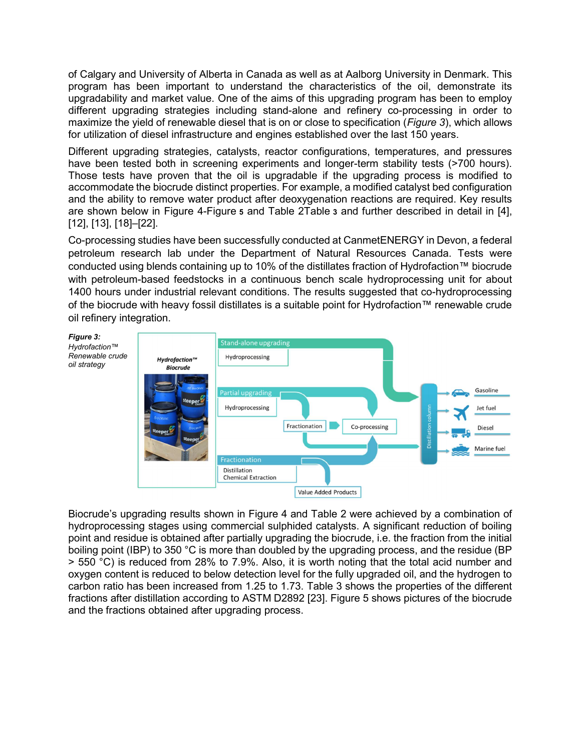of Calgary and University of Alberta in Canada as well as at Aalborg University in Denmark. This program has been important to understand the characteristics of the oil, demonstrate its upgradability and market value. One of the aims of this upgrading program has been to employ different upgrading strategies including stand-alone and refinery co-processing in order to maximize the yield of renewable diesel that is on or close to specification (*Figure 3*), which allows for utilization of diesel infrastructure and engines established over the last 150 years.

Different upgrading strategies, catalysts, reactor configurations, temperatures, and pressures have been tested both in screening experiments and longer-term stability tests (>700 hours). Those tests have proven that the oil is upgradable if the upgrading process is modified to accommodate the biocrude distinct properties. For example, a modified catalyst bed configuration and the ability to remove water product after deoxygenation reactions are required. Key results are shown below in Figure 4-Figure 5 and Table 2Table 3 and further described in detail in [4], [12], [13], [18]–[22].

Co-processing studies have been successfully conducted at CanmetENERGY in Devon, a federal petroleum research lab under the Department of Natural Resources Canada. Tests were conducted using blends containing up to 10% of the distillates fraction of Hydrofaction™ biocrude with petroleum-based feedstocks in a continuous bench scale hydroprocessing unit for about 1400 hours under industrial relevant conditions. The results suggested that co-hydroprocessing of the biocrude with heavy fossil distillates is a suitable point for Hydrofaction™ renewable crude oil refinery integration.

***Figure 3:*** *Hydrofaction™ Renewable crude oil strategy*

Biocrude's upgrading results shown in Figure 4 and Table 2 were achieved by a combination of hydroprocessing stages using commercial sulphided catalysts. A significant reduction of boiling point and residue is obtained after partially upgrading the biocrude, i.e. the fraction from the initial boiling point (IBP) to 350 °C is more than doubled by the upgrading process, and the residue (BP > 550 °C) is reduced from 28% to 7.9%. Also, it is worth noting that the total acid number and oxygen content is reduced to below detection level for the fully upgraded oil, and the hydrogen to carbon ratio has been increased from 1.25 to 1.73. Table 3 shows the properties of the different fractions after distillation according to ASTM D2892 [23]. Figure 5 shows pictures of the biocrude and the fractions obtained after upgrading process.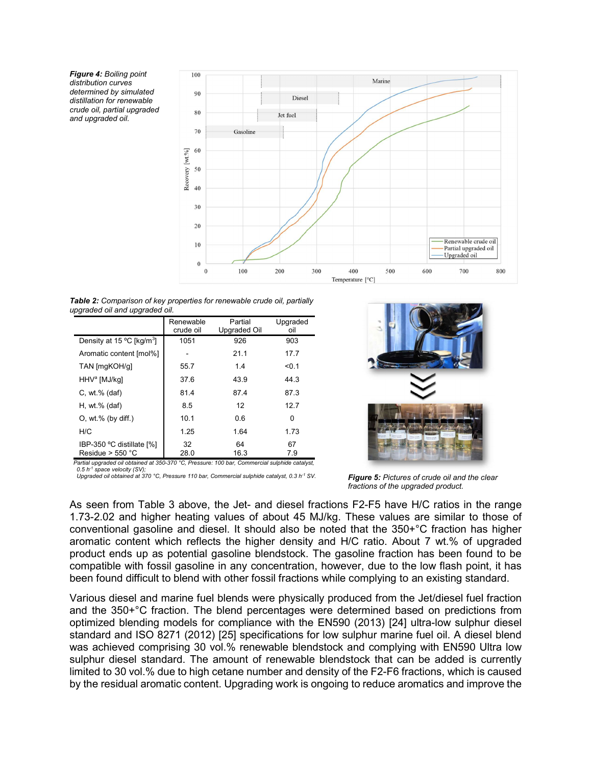***Figure 4:*** *Boiling point distribution curves determined by simulated distillation for renewable crude oil, partial upgraded and upgraded oil.*

***Table 2:*** *Comparison of key properties for renewable crude oil, partially upgraded oil and upgraded oil.*

| | Renewable crude oil | Partial Upgraded Oil | Upgraded oil |
|---|---|---|---|
| Density at 15 ºC [kg/m$^3$] | 1051 | 926 | 903 |
| Aromatic content [mol%] | - | 21.1 | 17.7 |
| TAN [mgKOH/g] | 55.7 | 1.4 | <0.1 |
| HHV[a] [MJ/kg] | 37.6 | 43.9 | 44.3 |
| C, wt.% (daf) | 81.4 | 87.4 | 87.3 |
| H, wt.% (daf) | 8.5 | 12 | 12.7 |
| O, wt.% (by diff.) | 10.1 | 0.6 | 0 |
| H/C | 1.25 | 1.64 | 1.73 |
| IBP-350 ºC distillate [%] | 32 | 64 | 67 |
| Residue > 550 °C | 28.0 | 16.3 | 7.9 |

*Partial upgraded oil obtained at 350-370 °C, Pressure: 100 bar, Commercial sulphide catalyst, 0.5 h$^{-1}$ space velocity (SV);*
*Upgraded oil obtained at 370 °C, Pressure 110 bar, Commercial sulphide catalyst, 0.3 h$^{-1}$ SV.*

***Figure 5:*** *Pictures of crude oil and the clear fractions of the upgraded product.*

As seen from Table 3 above, the Jet- and diesel fractions F2-F5 have H/C ratios in the range 1.73-2.02 and higher heating values of about 45 MJ/kg. These values are similar to those of conventional gasoline and diesel. It should also be noted that the 350+°C fraction has higher aromatic content which reflects the higher density and H/C ratio. About 7 wt.% of upgraded product ends up as potential gasoline blendstock. The gasoline fraction has been found to be compatible with fossil gasoline in any concentration, however, due to the low flash point, it has been found difficult to blend with other fossil fractions while complying to an existing standard.

Various diesel and marine fuel blends were physically produced from the Jet/diesel fuel fraction and the 350+°C fraction. The blend percentages were determined based on predictions from optimized blending models for compliance with the EN590 (2013) [24] ultra-low sulphur diesel standard and ISO 8271 (2012) [25] specifications for low sulphur marine fuel oil. A diesel blend was achieved comprising 30 vol.% renewable blendstock and complying with EN590 Ultra low sulphur diesel standard. The amount of renewable blendstock that can be added is currently limited to 30 vol.% due to high cetane number and density of the F2-F6 fractions, which is caused by the residual aromatic content. Upgrading work is ongoing to reduce aromatics and improve the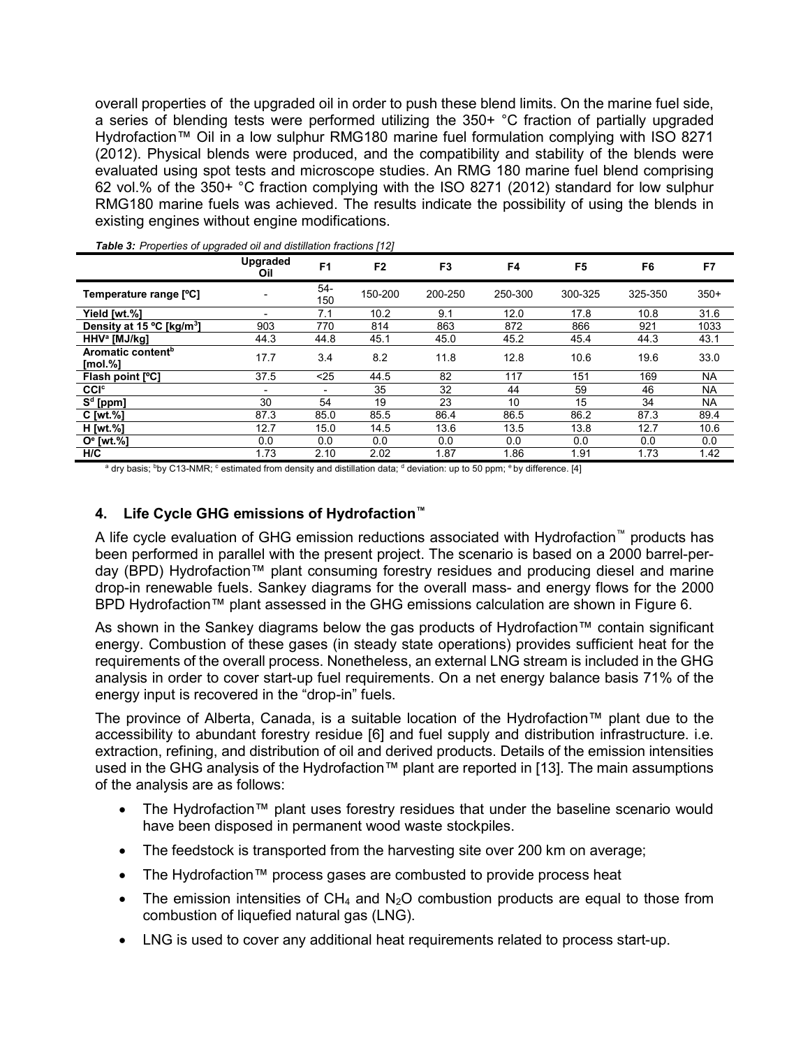overall properties of the upgraded oil in order to push these blend limits. On the marine fuel side, a series of blending tests were performed utilizing the 350+ °C fraction of partially upgraded Hydrofaction™ Oil in a low sulphur RMG180 marine fuel formulation complying with ISO 8271 (2012). Physical blends were produced, and the compatibility and stability of the blends were evaluated using spot tests and microscope studies. An RMG 180 marine fuel blend comprising 62 vol.% of the 350+ °C fraction complying with the ISO 8271 (2012) standard for low sulphur RMG180 marine fuels was achieved. The results indicate the possibility of using the blends in existing engines without engine modifications.

*Table 3: Properties of upgraded oil and distillation fractions [12]*

| | Upgraded Oil | F1 | F2 | F3 | F4 | F5 | F6 | F7 |
|---|---|---|---|---|---|---|---|---|
| Temperature range [ºC] | - | 54-150 | 150-200 | 200-250 | 250-300 | 300-325 | 325-350 | 350+ |
| Yield [wt.%] | - | 7.1 | 10.2 | 9.1 | 12.0 | 17.8 | 10.8 | 31.6 |
| Density at 15 ºC [kg/m$^3$] | 903 | 770 | 814 | 863 | 872 | 866 | 921 | 1033 |
| HHV[a] [MJ/kg] | 44.3 | 44.8 | 45.1 | 45.0 | 45.2 | 45.4 | 44.3 | 43.1 |
| Aromatic content[b] [mol.%] | 17.7 | 3.4 | 8.2 | 11.8 | 12.8 | 10.6 | 19.6 | 33.0 |
| Flash point [ºC] | 37.5 | <25 | 44.5 | 82 | 117 | 151 | 169 | NA |
| CCI[c] | - | - | 35 | 32 | 44 | 59 | 46 | NA |
| S[d] [ppm] | 30 | 54 | 19 | 23 | 10 | 15 | 34 | NA |
| C [wt.%] | 87.3 | 85.0 | 85.5 | 86.4 | 86.5 | 86.2 | 87.3 | 89.4 |
| H [wt.%] | 12.7 | 15.0 | 14.5 | 13.6 | 13.5 | 13.8 | 12.7 | 10.6 |
| O[e] [wt.%] | 0.0 | 0.0 | 0.0 | 0.0 | 0.0 | 0.0 | 0.0 | 0.0 |
| H/C | 1.73 | 2.10 | 2.02 | 1.87 | 1.86 | 1.91 | 1.73 | 1.42 |

[a] dry basis; [b] by C13-NMR; [c] estimated from density and distillation data; [d] deviation: up to 50 ppm; [e] by difference. [4]

## 4. Life Cycle GHG emissions of Hydrofaction™

A life cycle evaluation of GHG emission reductions associated with Hydrofaction™ products has been performed in parallel with the present project. The scenario is based on a 2000 barrel-per-day (BPD) Hydrofaction™ plant consuming forestry residues and producing diesel and marine drop-in renewable fuels. Sankey diagrams for the overall mass- and energy flows for the 2000 BPD Hydrofaction™ plant assessed in the GHG emissions calculation are shown in Figure 6.

As shown in the Sankey diagrams below the gas products of Hydrofaction™ contain significant energy. Combustion of these gases (in steady state operations) provides sufficient heat for the requirements of the overall process. Nonetheless, an external LNG stream is included in the GHG analysis in order to cover start-up fuel requirements. On a net energy balance basis 71% of the energy input is recovered in the "drop-in" fuels.

The province of Alberta, Canada, is a suitable location of the Hydrofaction™ plant due to the accessibility to abundant forestry residue [6] and fuel supply and distribution infrastructure. i.e. extraction, refining, and distribution of oil and derived products. Details of the emission intensities used in the GHG analysis of the Hydrofaction™ plant are reported in [13]. The main assumptions of the analysis are as follows:

- The Hydrofaction™ plant uses forestry residues that under the baseline scenario would have been disposed in permanent wood waste stockpiles.
- The feedstock is transported from the harvesting site over 200 km on average;
- The Hydrofaction™ process gases are combusted to provide process heat
- The emission intensities of $CH_4$ and $N_2O$ combustion products are equal to those from combustion of liquefied natural gas (LNG).
- LNG is used to cover any additional heat requirements related to process start-up.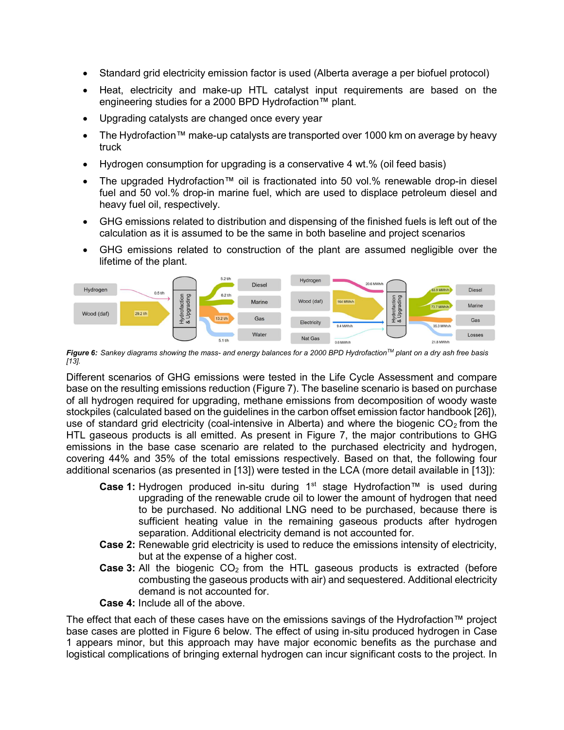- Standard grid electricity emission factor is used (Alberta average a per biofuel protocol)
- Heat, electricity and make-up HTL catalyst input requirements are based on the engineering studies for a 2000 BPD Hydrofaction™ plant.
- Upgrading catalysts are changed once every year
- The Hydrofaction™ make-up catalysts are transported over 1000 km on average by heavy truck
- Hydrogen consumption for upgrading is a conservative 4 wt.% (oil feed basis)
- The upgraded Hydrofaction™ oil is fractionated into 50 vol.% renewable drop-in diesel fuel and 50 vol.% drop-in marine fuel, which are used to displace petroleum diesel and heavy fuel oil, respectively.
- GHG emissions related to distribution and dispensing of the finished fuels is left out of the calculation as it is assumed to be the same in both baseline and project scenarios
- GHG emissions related to construction of the plant are assumed negligible over the lifetime of the plant.

*Figure 6: Sankey diagrams showing the mass- and energy balances for a 2000 BPD Hydrofaction™ plant on a dry ash free basis [13].*

Different scenarios of GHG emissions were tested in the Life Cycle Assessment and compare base on the resulting emissions reduction (Figure 7). The baseline scenario is based on purchase of all hydrogen required for upgrading, methane emissions from decomposition of woody waste stockpiles (calculated based on the guidelines in the carbon offset emission factor handbook [26]), use of standard grid electricity (coal-intensive in Alberta) and where the biogenic $CO_2$ from the HTL gaseous products is all emitted. As present in Figure 7, the major contributions to GHG emissions in the base case scenario are related to the purchased electricity and hydrogen, covering 44% and 35% of the total emissions respectively. Based on that, the following four additional scenarios (as presented in [13]) were tested in the LCA (more detail available in [13]):

**Case 1:** Hydrogen produced in-situ during 1st stage Hydrofaction™ is used during upgrading of the renewable crude oil to lower the amount of hydrogen that need to be purchased. No additional LNG need to be purchased, because there is sufficient heating value in the remaining gaseous products after hydrogen separation. Additional electricity demand is not accounted for.

**Case 2:** Renewable grid electricity is used to reduce the emissions intensity of electricity, but at the expense of a higher cost.

**Case 3:** All the biogenic $CO_2$ from the HTL gaseous products is extracted (before combusting the gaseous products with air) and sequestered. Additional electricity demand is not accounted for.

**Case 4:** Include all of the above.

The effect that each of these cases have on the emissions savings of the Hydrofaction™ project base cases are plotted in Figure 6 below. The effect of using in-situ produced hydrogen in Case 1 appears minor, but this approach may have major economic benefits as the purchase and logistical complications of bringing external hydrogen can incur significant costs to the project. In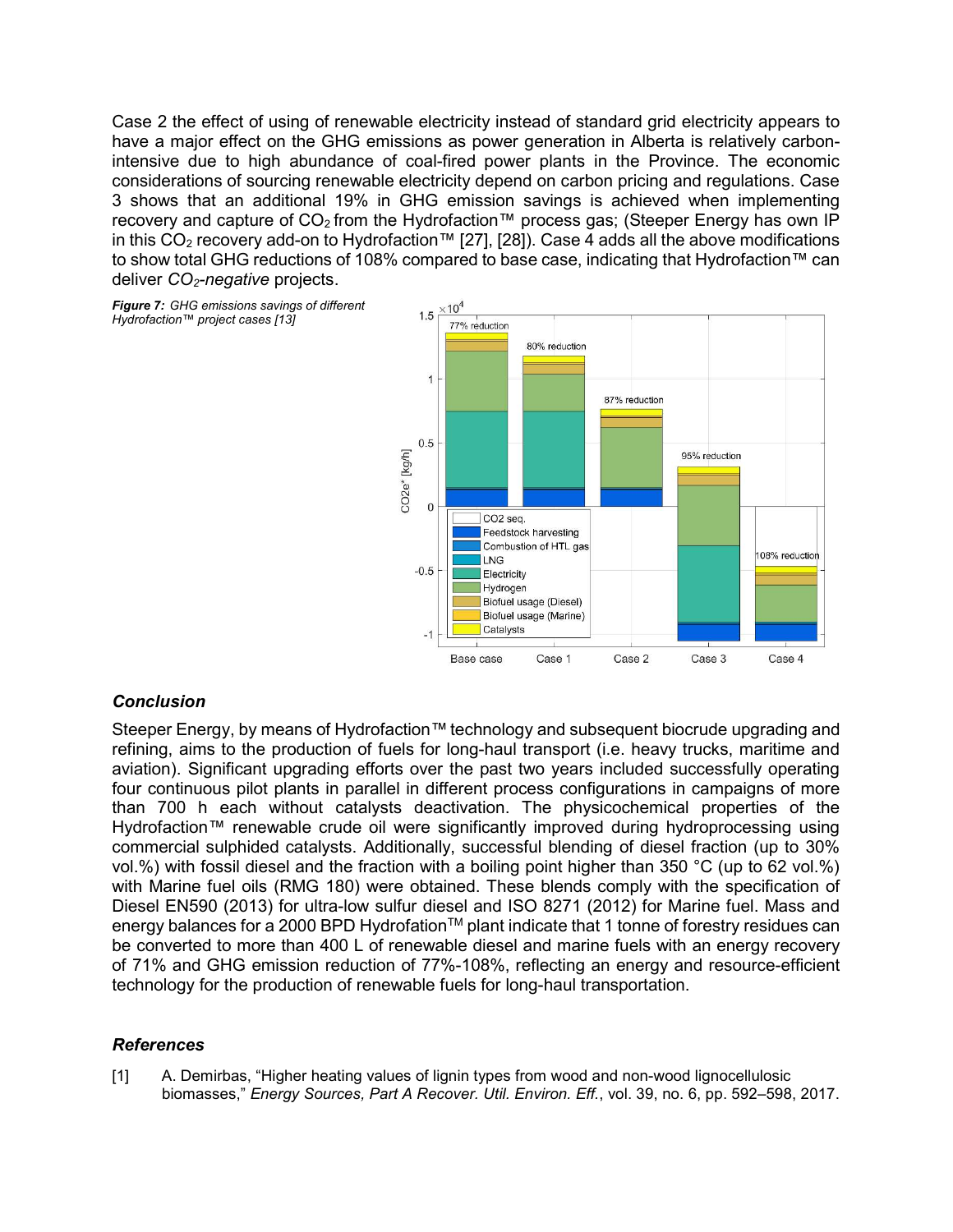Case 2 the effect of using of renewable electricity instead of standard grid electricity appears to have a major effect on the GHG emissions as power generation in Alberta is relatively carbon-intensive due to high abundance of coal-fired power plants in the Province. The economic considerations of sourcing renewable electricity depend on carbon pricing and regulations. Case 3 shows that an additional 19% in GHG emission savings is achieved when implementing recovery and capture of $CO_2$ from the Hydrofaction™ process gas; (Steeper Energy has own IP in this $CO_2$ recovery add-on to Hydrofaction™ [27], [28]). Case 4 adds all the above modifications to show total GHG reductions of 108% compared to base case, indicating that Hydrofaction™ can deliver *$CO_2$-negative* projects.

***Figure 7:** GHG emissions savings of different Hydrofaction™ project cases [13]*

## *Conclusion*

Steeper Energy, by means of Hydrofaction™ technology and subsequent biocrude upgrading and refining, aims to the production of fuels for long-haul transport (i.e. heavy trucks, maritime and aviation). Significant upgrading efforts over the past two years included successfully operating four continuous pilot plants in parallel in different process configurations in campaigns of more than 700 h each without catalysts deactivation. The physicochemical properties of the Hydrofaction™ renewable crude oil were significantly improved during hydroprocessing using commercial sulphided catalysts. Additionally, successful blending of diesel fraction (up to 30% vol.%) with fossil diesel and the fraction with a boiling point higher than 350 °C (up to 62 vol.%) with Marine fuel oils (RMG 180) were obtained. These blends comply with the specification of Diesel EN590 (2013) for ultra-low sulfur diesel and ISO 8271 (2012) for Marine fuel. Mass and energy balances for a 2000 BPD Hydrofation™ plant indicate that 1 tonne of forestry residues can be converted to more than 400 L of renewable diesel and marine fuels with an energy recovery of 71% and GHG emission reduction of 77%-108%, reflecting an energy and resource-efficient technology for the production of renewable fuels for long-haul transportation.

## *References*

[1] A. Demirbas, "Higher heating values of lignin types from wood and non-wood lignocellulosic biomasses," *Energy Sources, Part A Recover. Util. Environ. Eff.*, vol. 39, no. 6, pp. 592–598, 2017.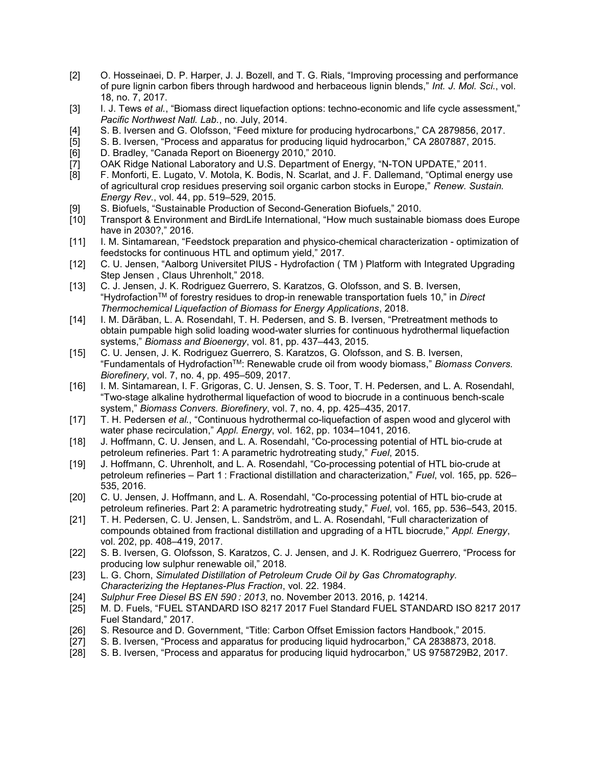[2] O. Hosseinaei, D. P. Harper, J. J. Bozell, and T. G. Rials, "Improving processing and performance of pure lignin carbon fibers through hardwood and herbaceous lignin blends," *Int. J. Mol. Sci.*, vol. 18, no. 7, 2017.

[3] I. J. Tews *et al.*, "Biomass direct liquefaction options: techno-economic and life cycle assessment," *Pacific Northwest Natl. Lab.*, no. July, 2014.

[4] S. B. Iversen and G. Olofsson, "Feed mixture for producing hydrocarbons," CA 2879856, 2017.

[5] S. B. Iversen, "Process and apparatus for producing liquid hydrocarbon," CA 2807887, 2015.

[6] D. Bradley, "Canada Report on Bioenergy 2010," 2010.

[7] OAK Ridge National Laboratory and U.S. Department of Energy, "N-TON UPDATE," 2011.

[8] F. Monforti, E. Lugato, V. Motola, K. Bodis, N. Scarlat, and J. F. Dallemand, "Optimal energy use of agricultural crop residues preserving soil organic carbon stocks in Europe," *Renew. Sustain. Energy Rev.*, vol. 44, pp. 519–529, 2015.

[9] S. Biofuels, "Sustainable Production of Second-Generation Biofuels," 2010.

[10] Transport & Environment and BirdLife International, "How much sustainable biomass does Europe have in 2030?," 2016.

[11] I. M. Sintamarean, "Feedstock preparation and physico-chemical characterization - optimization of feedstocks for continuous HTL and optimum yield," 2017.

[12] C. U. Jensen, "Aalborg Universitet PIUS - Hydrofaction ( TM ) Platform with Integrated Upgrading Step Jensen , Claus Uhrenholt," 2018.

[13] C. J. Jensen, J. K. Rodriguez Guerrero, S. Karatzos, G. Olofsson, and S. B. Iversen, "Hydrofaction™ of forestry residues to drop-in renewable transportation fuels 10," in *Direct Thermochemical Liquefaction of Biomass for Energy Applications*, 2018.

[14] I. M. Dărăban, L. A. Rosendahl, T. H. Pedersen, and S. B. Iversen, "Pretreatment methods to obtain pumpable high solid loading wood-water slurries for continuous hydrothermal liquefaction systems," *Biomass and Bioenergy*, vol. 81, pp. 437–443, 2015.

[15] C. U. Jensen, J. K. Rodriguez Guerrero, S. Karatzos, G. Olofsson, and S. B. Iversen, "Fundamentals of Hydrofaction™: Renewable crude oil from woody biomass," *Biomass Convers. Biorefinery*, vol. 7, no. 4, pp. 495–509, 2017.

[16] I. M. Sintamarean, I. F. Grigoras, C. U. Jensen, S. S. Toor, T. H. Pedersen, and L. A. Rosendahl, "Two-stage alkaline hydrothermal liquefaction of wood to biocrude in a continuous bench-scale system," *Biomass Convers. Biorefinery*, vol. 7, no. 4, pp. 425–435, 2017.

[17] T. H. Pedersen *et al.*, "Continuous hydrothermal co-liquefaction of aspen wood and glycerol with water phase recirculation," *Appl. Energy*, vol. 162, pp. 1034–1041, 2016.

[18] J. Hoffmann, C. U. Jensen, and L. A. Rosendahl, "Co-processing potential of HTL bio-crude at petroleum refineries. Part 1: A parametric hydrotreating study," *Fuel*, 2015.

[19] J. Hoffmann, C. Uhrenholt, and L. A. Rosendahl, "Co-processing potential of HTL bio-crude at petroleum refineries – Part 1 : Fractional distillation and characterization," *Fuel*, vol. 165, pp. 526–535, 2016.

[20] C. U. Jensen, J. Hoffmann, and L. A. Rosendahl, "Co-processing potential of HTL bio-crude at petroleum refineries. Part 2: A parametric hydrotreating study," *Fuel*, vol. 165, pp. 536–543, 2015.

[21] T. H. Pedersen, C. U. Jensen, L. Sandström, and L. A. Rosendahl, "Full characterization of compounds obtained from fractional distillation and upgrading of a HTL biocrude," *Appl. Energy*, vol. 202, pp. 408–419, 2017.

[22] S. B. Iversen, G. Olofsson, S. Karatzos, C. J. Jensen, and J. K. Rodriguez Guerrero, "Process for producing low sulphur renewable oil," 2018.

[23] L. G. Chorn, *Simulated Distillation of Petroleum Crude Oil by Gas Chromatography. Characterizing the Heptanes-Plus Fraction*, vol. 22. 1984.

[24] *Sulphur Free Diesel BS EN 590 : 2013*, no. November 2013. 2016, p. 14214.

[25] M. D. Fuels, "FUEL STANDARD ISO 8217 2017 Fuel Standard FUEL STANDARD ISO 8217 2017 Fuel Standard," 2017.

[26] S. Resource and D. Government, "Title: Carbon Offset Emission factors Handbook," 2015.

[27] S. B. Iversen, "Process and apparatus for producing liquid hydrocarbon," CA 2838873, 2018.

[28] S. B. Iversen, "Process and apparatus for producing liquid hydrocarbon," US 9758729B2, 2017.